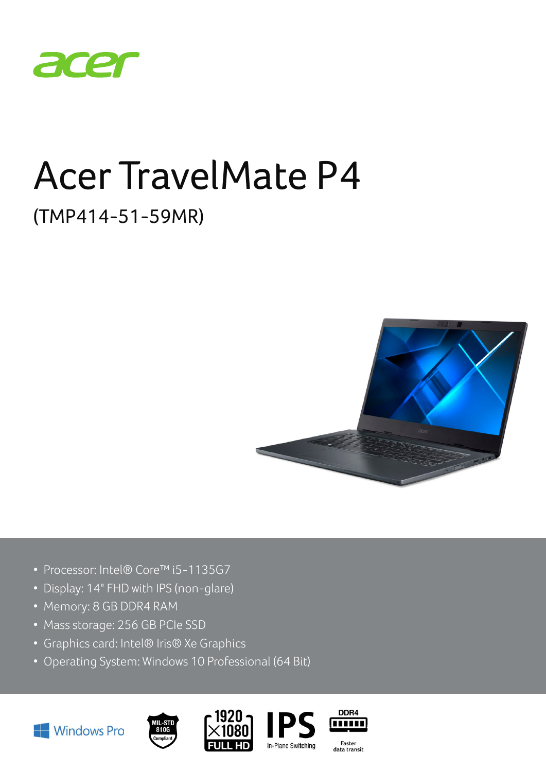# Acer TravelMate P4

## (TMP414-51-59MR)

- Processor: Intel® Core™ i5-1135G7
- Display: 14" FHD with IPS (non-glare)
- Memory: 8 GB DDR4 RAM
- Mass storage: 256 GB PCIe SSD
- Graphics card: Intel® Iris® Xe Graphics
- Operating System: Windows 10 Professional (64 Bit)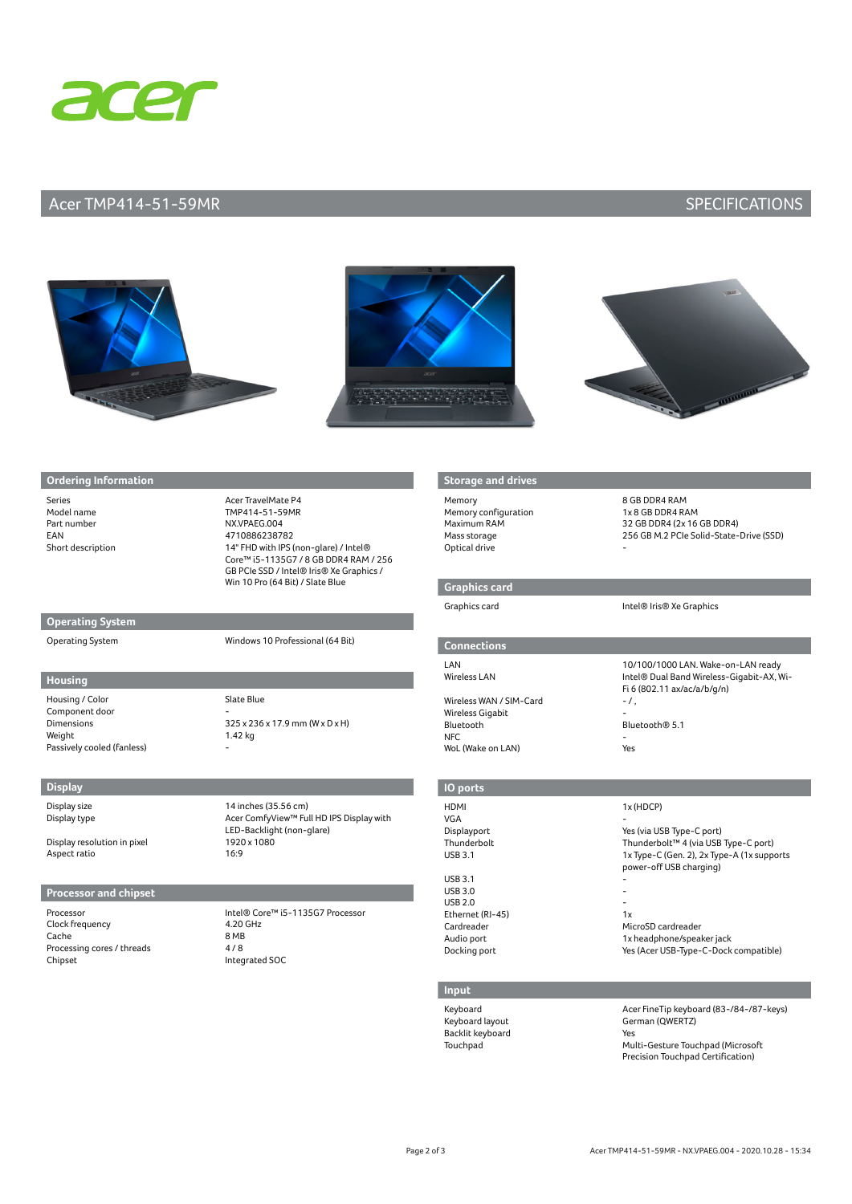# Acer TMP414-51-59MR

SPECIFICATIONS

## Ordering Information

| | |
|---|---|
| Series | Acer TravelMate P4 |
| Model name | TMP414-51-59MR |
| Part number | NX.VPAEG.004 |
| EAN | 4710886238782 |
| Short description | 14" FHD with IPS (non-glare) / Intel® Core™ i5-1135G7 / 8 GB DDR4 RAM / 256 GB PCIe SSD / Intel® Iris® Xe Graphics / Win 10 Pro (64 Bit) / Slate Blue |

## Operating System

| | |
|---|---|
| Operating System | Windows 10 Professional (64 Bit) |

## Housing

| | |
|---|---|
| Housing / Color | Slate Blue |
| Component door | - |
| Dimensions | 325 x 236 x 17.9 mm (W x D x H) |
| Weight | 1.42 kg |
| Passively cooled (fanless) | - |

## Display

| | |
|---|---|
| Display size | 14 inches (35.56 cm) |
| Display type | Acer ComfyView™ Full HD IPS Display with LED-Backlight (non-glare) |
| Display resolution in pixel | 1920 x 1080 |
| Aspect ratio | 16:9 |

## Processor and chipset

| | |
|---|---|
| Processor | Intel® Core™ i5-1135G7 Processor |
| Clock frequency | 4.20 GHz |
| Cache | 8 MB |
| Processing cores / threads | 4 / 8 |
| Chipset | Integrated SOC |

## Storage and drives

| | |
|---|---|
| Memory | 8 GB DDR4 RAM |
| Memory configuration | 1 x 8 GB DDR4 RAM |
| Maximum RAM | 32 GB DDR4 (2x 16 GB DDR4) |
| Mass storage | 256 GB M.2 PCIe Solid-State-Drive (SSD) |
| Optical drive | - |

## Graphics card

| | |
|---|---|
| Graphics card | Intel® Iris® Xe Graphics |

## Connections

| | |
|---|---|
| LAN | 10/100/1000 LAN. Wake-on-LAN ready |
| Wireless LAN | Intel® Dual Band Wireless-Gigabit-AX, Wi-Fi 6 (802.11 ax/ac/a/b/g/n) |
| Wireless WAN / SIM-Card | - / , |
| Wireless Gigabit | - |
| Bluetooth | Bluetooth® 5.1 |
| NFC | - |
| WoL (Wake on LAN) | Yes |

## IO ports

| | |
|---|---|
| HDMI | 1x (HDCP) |
| VGA | - |
| Displayport | Yes (via USB Type-C port) |
| Thunderbolt | Thunderbolt™ 4 (via USB Type-C port) |
| USB 3.1 | 1x Type-C (Gen. 2), 2x Type-A (1x supports power-off USB charging) |
| USB 3.1 | - |
| USB 3.0 | - |
| USB 2.0 | - |
| Ethernet (RJ-45) | 1x |
| Cardreader | MicroSD cardreader |
| Audio port | 1x headphone/speaker jack |
| Docking port | Yes (Acer USB-Type-C-Dock compatible) |

## Input

| | |
|---|---|
| Keyboard | Acer FineTip keyboard (83-/84-/87-keys) |
| Keyboard layout | German (QWERTZ) |
| Backlit keyboard | Yes |
| Touchpad | Multi-Gesture Touchpad (Microsoft Precision Touchpad Certification) |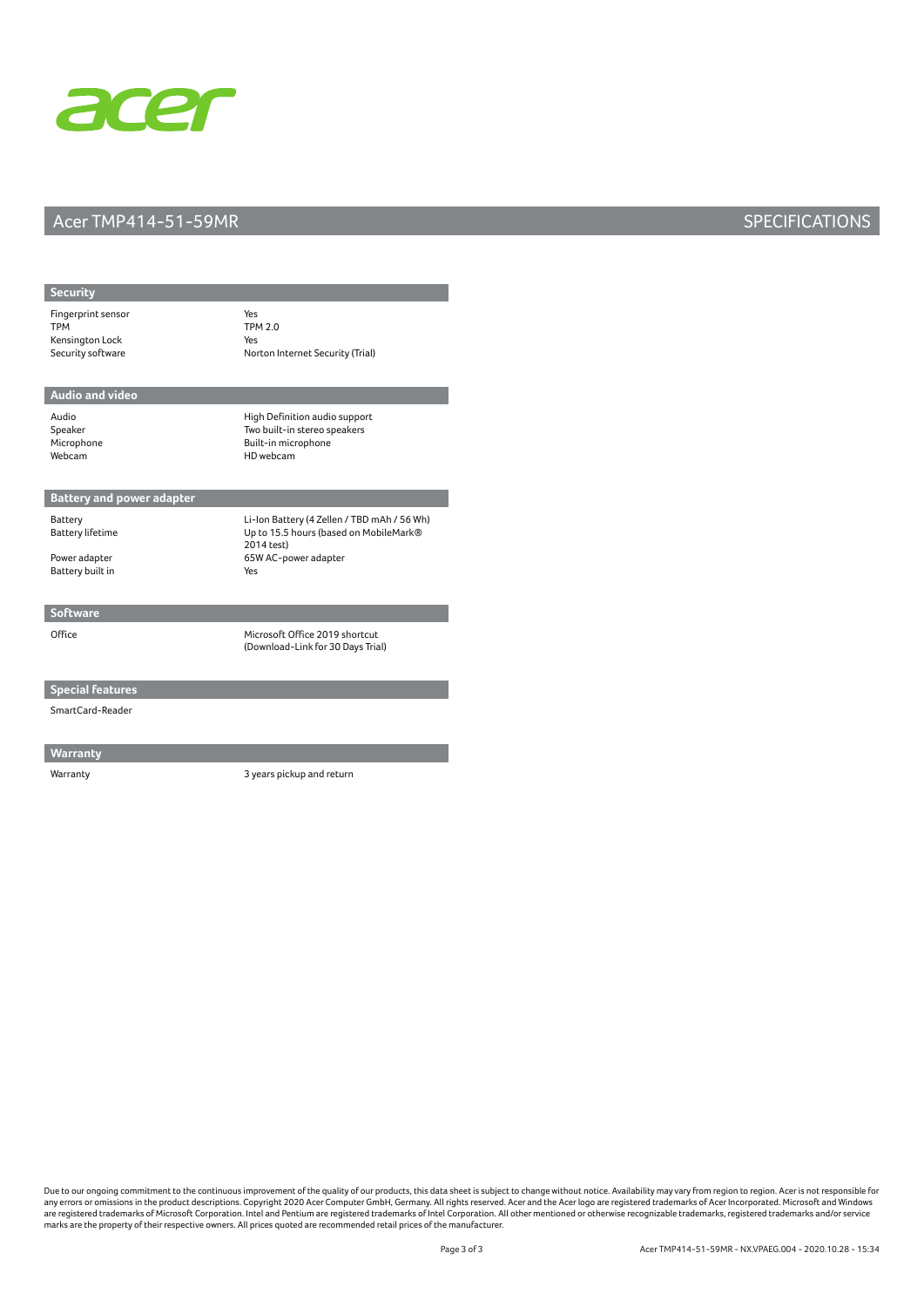# Acer TMP414-51-59MR

SPECIFICATIONS

## Security

| | |
|---|---|
| Fingerprint sensor | Yes |
| TPM | TPM 2.0 |
| Kensington Lock | Yes |
| Security software | Norton Internet Security (Trial) |

## Audio and video

| | |
|---|---|
| Audio | High Definition audio support |
| Speaker | Two built-in stereo speakers |
| Microphone | Built-in microphone |
| Webcam | HD webcam |

## Battery and power adapter

| | |
|---|---|
| Battery | Li-Ion Battery (4 Zellen / TBD mAh / 56 Wh) |
| Battery lifetime | Up to 15.5 hours (based on MobileMark® 2014 test) |
| Power adapter | 65W AC-power adapter |
| Battery built in | Yes |

## Software

| | |
|---|---|
| Office | Microsoft Office 2019 shortcut (Download-Link for 30 Days Trial) |

## Special features

SmartCard-Reader

## Warranty

| | |
|---|---|
| Warranty | 3 years pickup and return |

Due to our ongoing commitment to the continuous improvement of the quality of our products, this data sheet is subject to change without notice. Availability may vary from region to region. Acer is not responsible for any errors or omissions in the product descriptions. Copyright 2020 Acer Computer GmbH, Germany. All rights reserved. Acer and the Acer logo are registered trademarks of Acer Incorporated. Microsoft and Windows are registered trademarks of Microsoft Corporation. Intel and Pentium are registered trademarks of Intel Corporation. All other mentioned or otherwise recognizable trademarks, registered trademarks and/or service marks are the property of their respective owners. All prices quoted are recommended retail prices of the manufacturer.

Acer TMP414-51-59MR - NX.VPAEG.004 - 2020.10.28 - 15:34